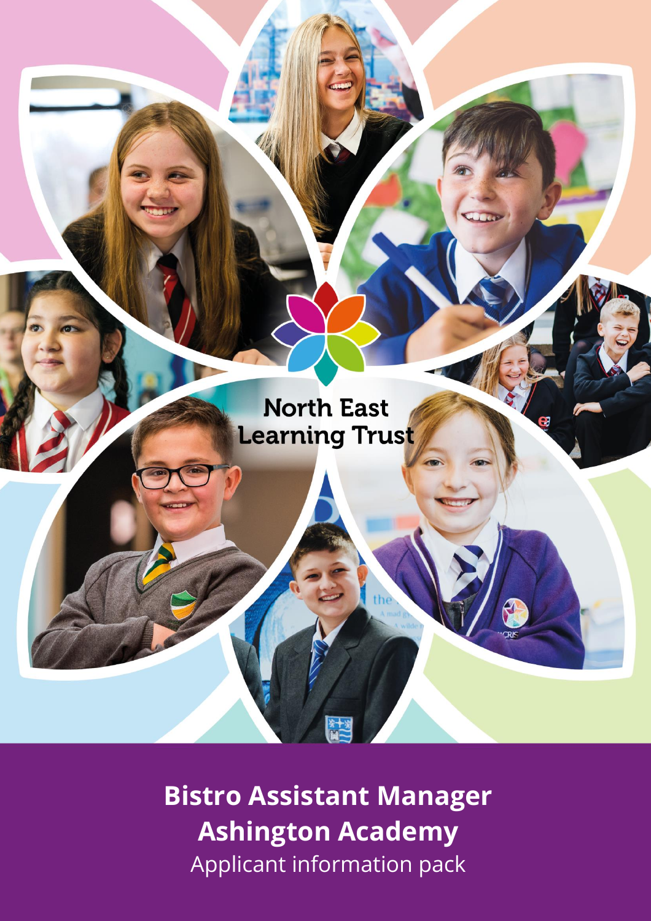North East Learning Trust

# Bistro Assistant Manager
# Ashington Academy

Applicant information pack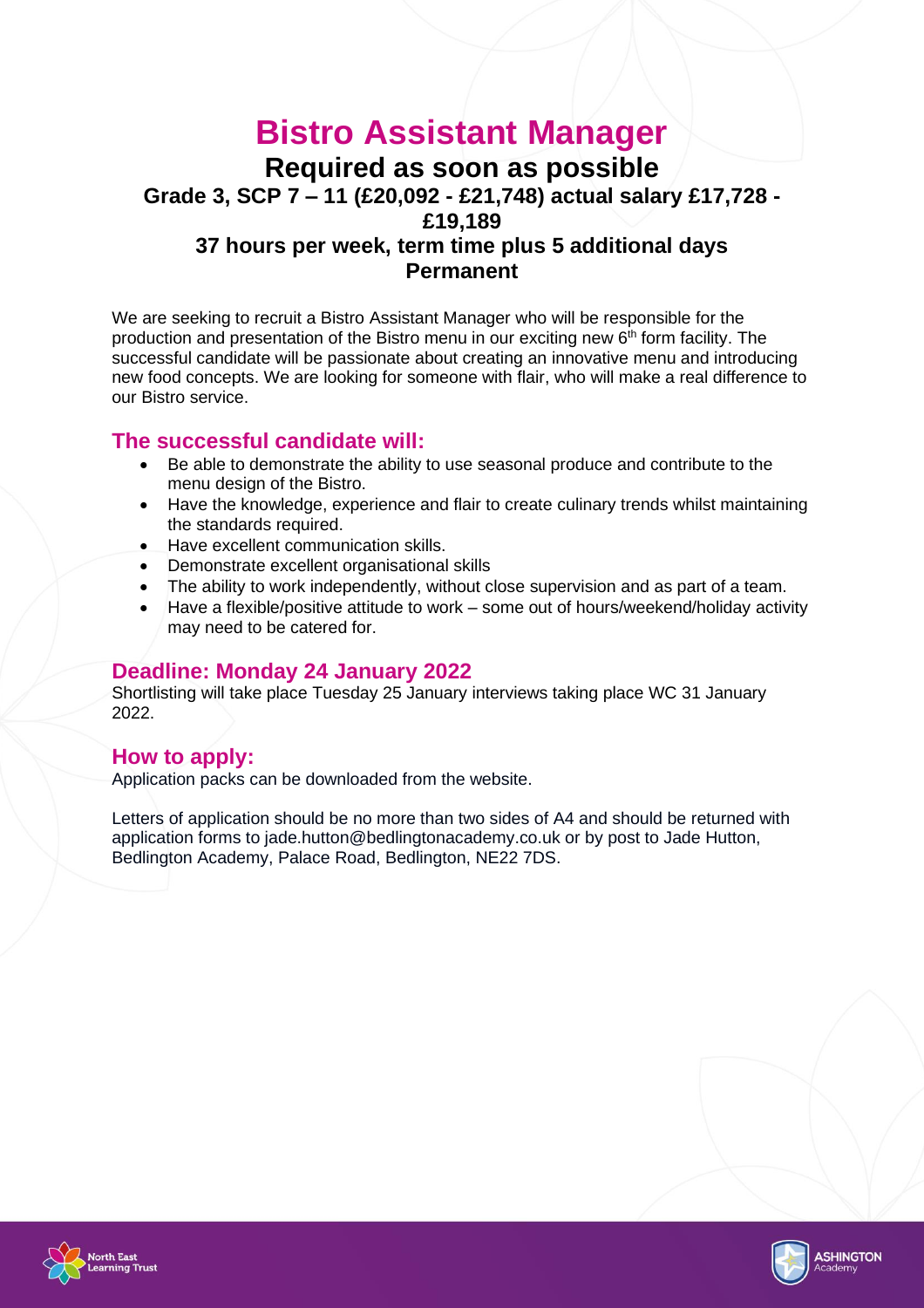# Bistro Assistant Manager

## Required as soon as possible

### Grade 3, SCP 7 – 11 (£20,092 - £21,748) actual salary £17,728 - £19,189

### 37 hours per week, term time plus 5 additional days

### Permanent

We are seeking to recruit a Bistro Assistant Manager who will be responsible for the production and presentation of the Bistro menu in our exciting new 6th form facility. The successful candidate will be passionate about creating an innovative menu and introducing new food concepts. We are looking for someone with flair, who will make a real difference to our Bistro service.

## The successful candidate will:

- Be able to demonstrate the ability to use seasonal produce and contribute to the menu design of the Bistro.
- Have the knowledge, experience and flair to create culinary trends whilst maintaining the standards required.
- Have excellent communication skills.
- Demonstrate excellent organisational skills
- The ability to work independently, without close supervision and as part of a team.
- Have a flexible/positive attitude to work – some out of hours/weekend/holiday activity may need to be catered for.

## Deadline: Monday 24 January 2022

Shortlisting will take place Tuesday 25 January interviews taking place WC 31 January 2022.

## How to apply:

Application packs can be downloaded from the website.

Letters of application should be no more than two sides of A4 and should be returned with application forms to jade.hutton@bedlingtonacademy.co.uk or by post to Jade Hutton, Bedlington Academy, Palace Road, Bedlington, NE22 7DS.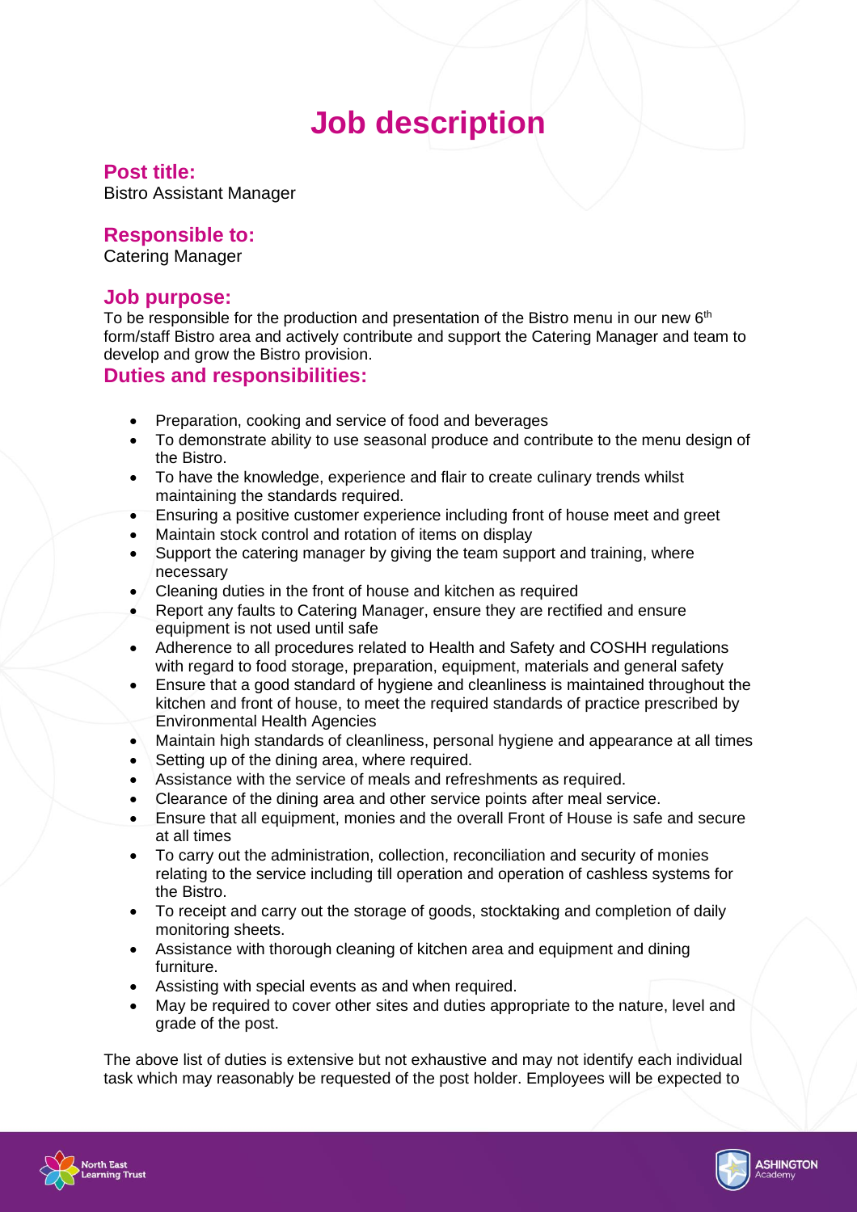# Job description

## Post title:

Bistro Assistant Manager

## Responsible to:

Catering Manager

## Job purpose:

To be responsible for the production and presentation of the Bistro menu in our new 6th form/staff Bistro area and actively contribute and support the Catering Manager and team to develop and grow the Bistro provision.

## Duties and responsibilities:

- Preparation, cooking and service of food and beverages
- To demonstrate ability to use seasonal produce and contribute to the menu design of the Bistro.
- To have the knowledge, experience and flair to create culinary trends whilst maintaining the standards required.
- Ensuring a positive customer experience including front of house meet and greet
- Maintain stock control and rotation of items on display
- Support the catering manager by giving the team support and training, where necessary
- Cleaning duties in the front of house and kitchen as required
- Report any faults to Catering Manager, ensure they are rectified and ensure equipment is not used until safe
- Adherence to all procedures related to Health and Safety and COSHH regulations with regard to food storage, preparation, equipment, materials and general safety
- Ensure that a good standard of hygiene and cleanliness is maintained throughout the kitchen and front of house, to meet the required standards of practice prescribed by Environmental Health Agencies
- Maintain high standards of cleanliness, personal hygiene and appearance at all times
- Setting up of the dining area, where required.
- Assistance with the service of meals and refreshments as required.
- Clearance of the dining area and other service points after meal service.
- Ensure that all equipment, monies and the overall Front of House is safe and secure at all times
- To carry out the administration, collection, reconciliation and security of monies relating to the service including till operation and operation of cashless systems for the Bistro.
- To receipt and carry out the storage of goods, stocktaking and completion of daily monitoring sheets.
- Assistance with thorough cleaning of kitchen area and equipment and dining furniture.
- Assisting with special events as and when required.
- May be required to cover other sites and duties appropriate to the nature, level and grade of the post.

The above list of duties is extensive but not exhaustive and may not identify each individual task which may reasonably be requested of the post holder. Employees will be expected to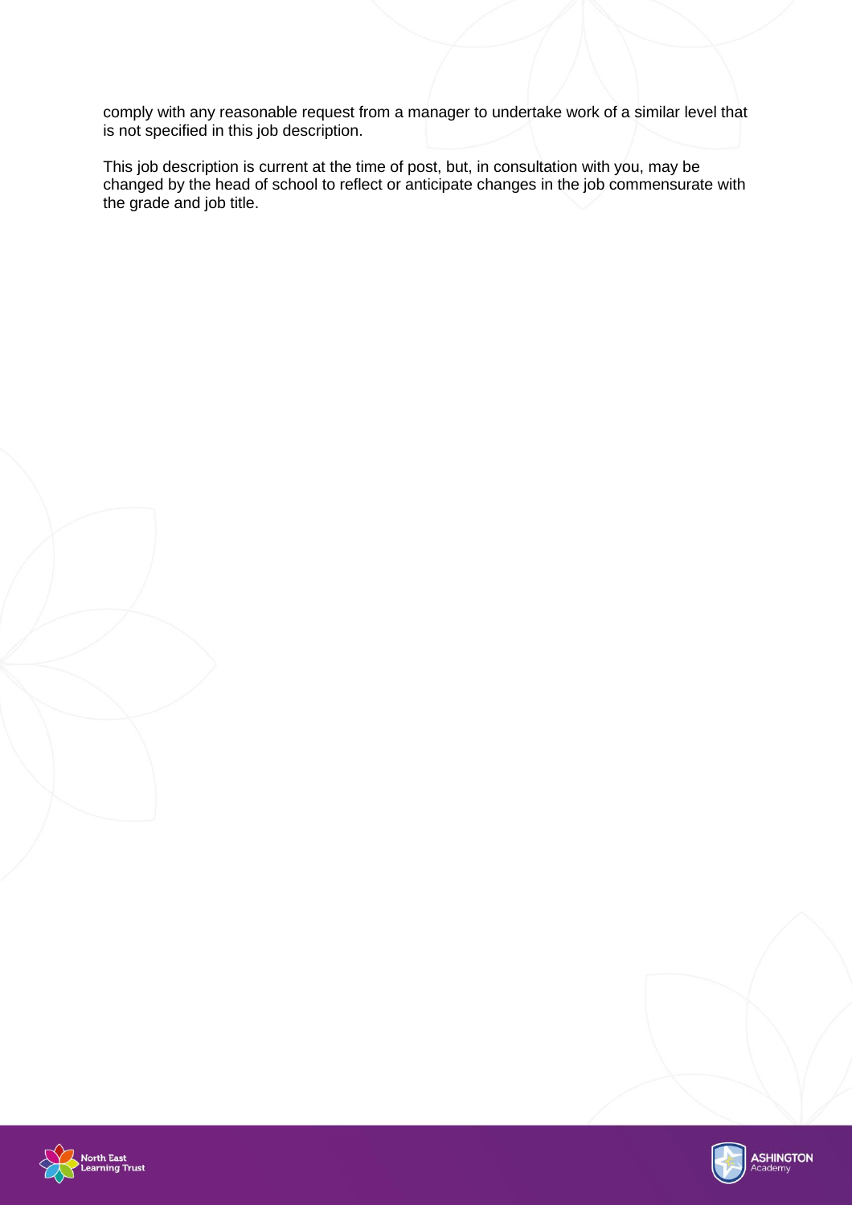comply with any reasonable request from a manager to undertake work of a similar level that is not specified in this job description.

This job description is current at the time of post, but, in consultation with you, may be changed by the head of school to reflect or anticipate changes in the job commensurate with the grade and job title.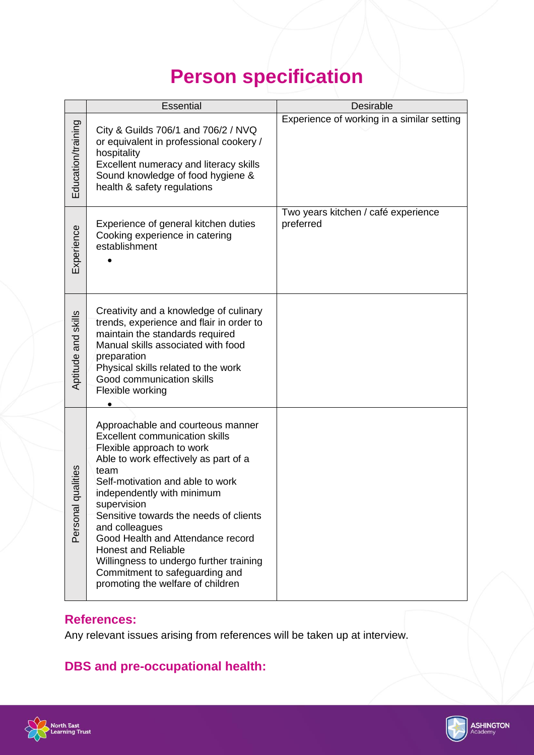# Person specification

| | Essential | Desirable |
|---|---|---|
| Education/training | City & Guilds 706/1 and 706/2 / NVQ or equivalent in professional cookery / hospitality<br>Excellent numeracy and literacy skills<br>Sound knowledge of food hygiene & health & safety regulations | Experience of working in a similar setting |
| Experience | Experience of general kitchen duties<br>Cooking experience in catering establishment<br>• | Two years kitchen / café experience preferred |
| Aptitude and skills | Creativity and a knowledge of culinary trends, experience and flair in order to maintain the standards required<br>Manual skills associated with food preparation<br>Physical skills related to the work<br>Good communication skills<br>Flexible working<br>• | |
| Personal qualities | Approachable and courteous manner<br>Excellent communication skills<br>Flexible approach to work<br>Able to work effectively as part of a team<br>Self-motivation and able to work independently with minimum supervision<br>Sensitive towards the needs of clients and colleagues<br>Good Health and Attendance record<br>Honest and Reliable<br>Willingness to undergo further training<br>Commitment to safeguarding and promoting the welfare of children | |

## References:

Any relevant issues arising from references will be taken up at interview.

## DBS and pre-occupational health: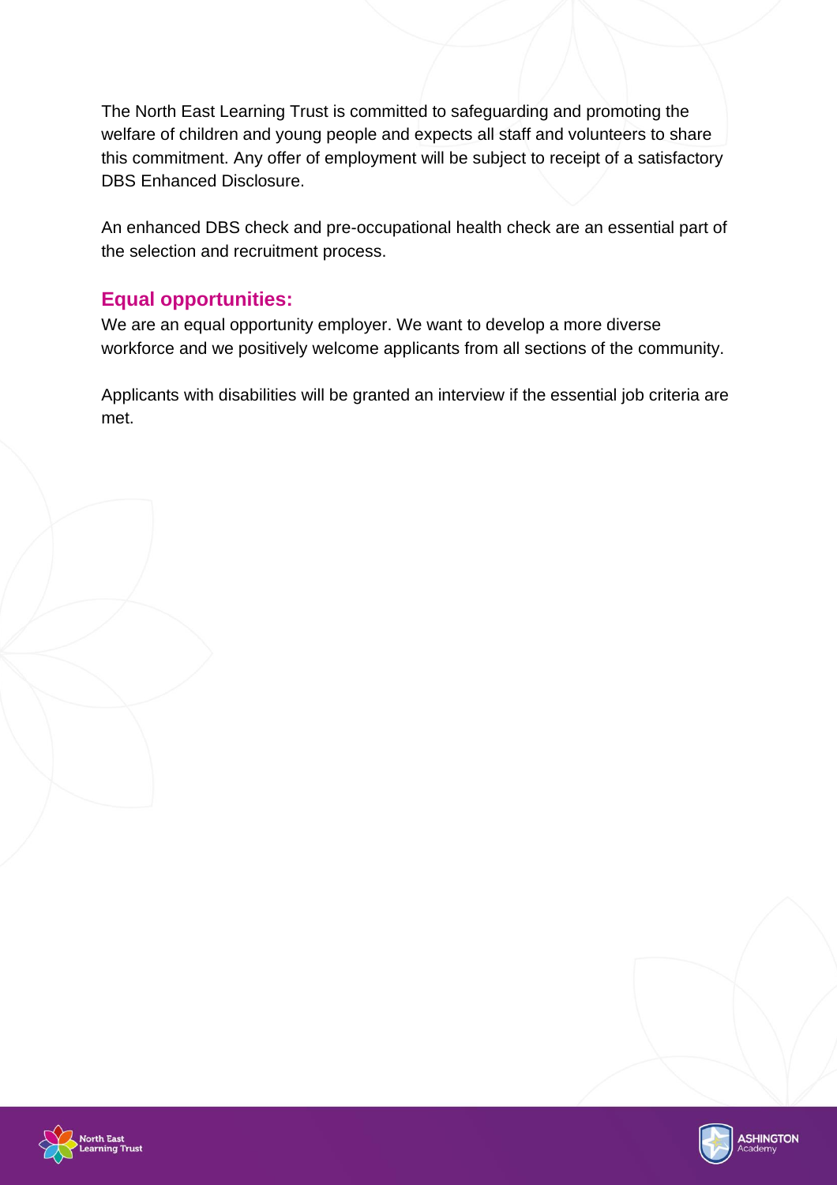The North East Learning Trust is committed to safeguarding and promoting the welfare of children and young people and expects all staff and volunteers to share this commitment. Any offer of employment will be subject to receipt of a satisfactory DBS Enhanced Disclosure.

An enhanced DBS check and pre-occupational health check are an essential part of the selection and recruitment process.

## Equal opportunities:

We are an equal opportunity employer. We want to develop a more diverse workforce and we positively welcome applicants from all sections of the community.

Applicants with disabilities will be granted an interview if the essential job criteria are met.